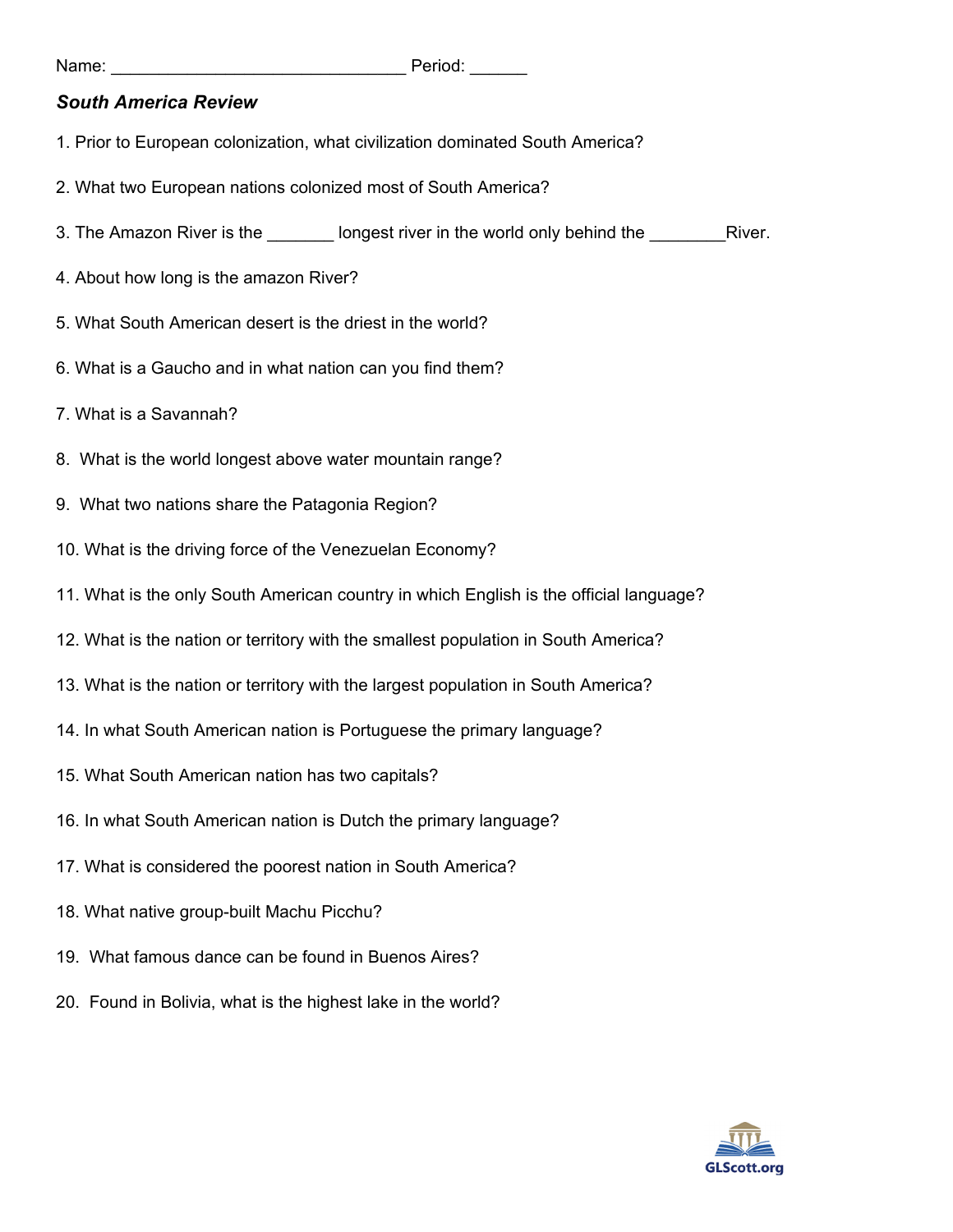Name: ______________________________ Period: ______

***South America Review***

1. Prior to European colonization, what civilization dominated South America?

2. What two European nations colonized most of South America?

3. The Amazon River is the _______ longest river in the world only behind the ________River.

4. About how long is the amazon River?

5. What South American desert is the driest in the world?

6. What is a Gaucho and in what nation can you find them?

7. What is a Savannah?

8. What is the world longest above water mountain range?

9. What two nations share the Patagonia Region?

10. What is the driving force of the Venezuelan Economy?

11. What is the only South American country in which English is the official language?

12. What is the nation or territory with the smallest population in South America?

13. What is the nation or territory with the largest population in South America?

14. In what South American nation is Portuguese the primary language?

15. What South American nation has two capitals?

16. In what South American nation is Dutch the primary language?

17. What is considered the poorest nation in South America?

18. What native group-built Machu Picchu?

19. What famous dance can be found in Buenos Aires?

20. Found in Bolivia, what is the highest lake in the world?

GLScott.org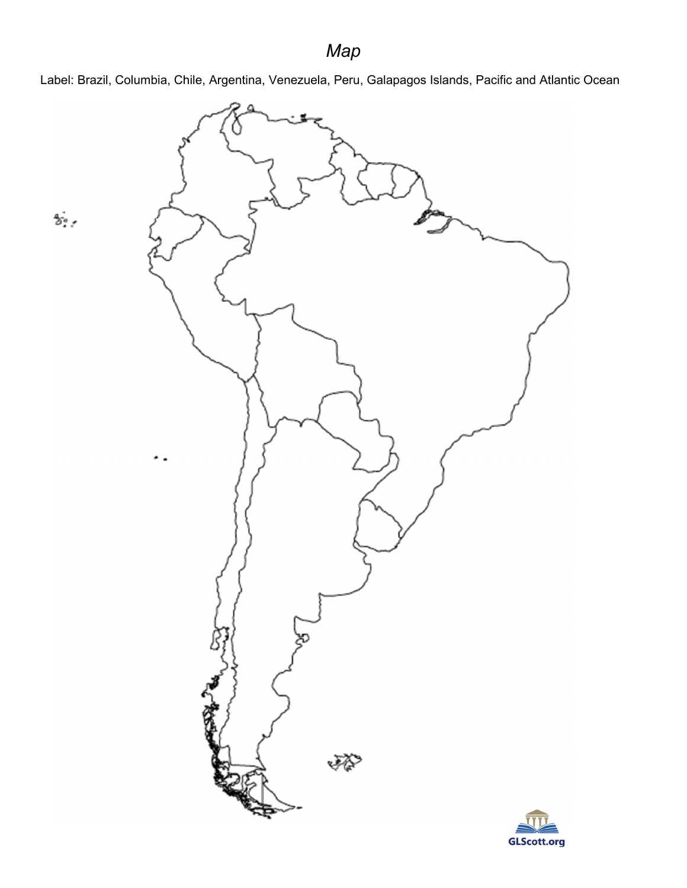*Map*

Label: Brazil, Columbia, Chile, Argentina, Venezuela, Peru, Galapagos Islands, Pacific and Atlantic Ocean